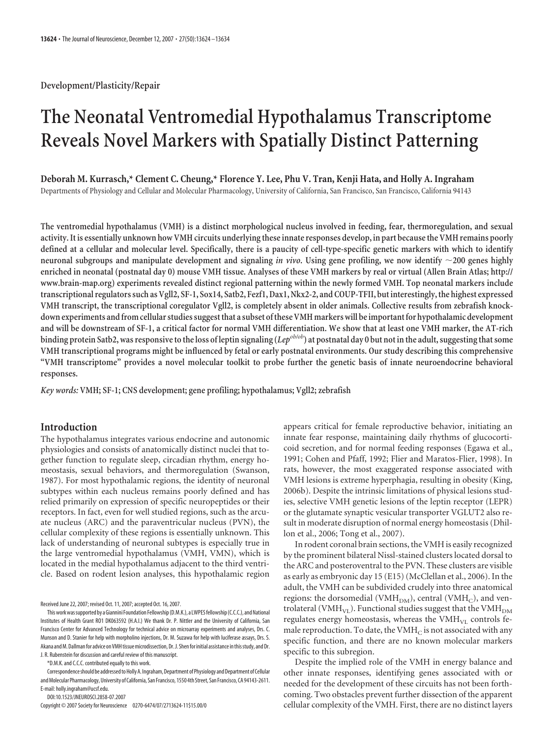Development/Plasticity/Repair

# The Neonatal Ventromedial Hypothalamus Transcriptome Reveals Novel Markers with Spatially Distinct Patterning

**Deborah M. Kurrasch,* Clement C. Cheung,* Florence Y. Lee, Phu V. Tran, Kenji Hata, and Holly A. Ingraham**

Departments of Physiology and Cellular and Molecular Pharmacology, University of California, San Francisco, San Francisco, California 94143

**The ventromedial hypothalamus (VMH) is a distinct morphological nucleus involved in feeding, fear, thermoregulation, and sexual activity. It is essentially unknown how VMH circuits underlying these innate responses develop, in part because the VMH remains poorly defined at a cellular and molecular level. Specifically, there is a paucity of cell-type-specific genetic markers with which to identify neuronal subgroups and manipulate development and signaling *in vivo*. Using gene profiling, we now identify ~200 genes highly enriched in neonatal (postnatal day 0) mouse VMH tissue. Analyses of these VMH markers by real or virtual (Allen Brain Atlas; http://www.brain-map.org) experiments revealed distinct regional patterning within the newly formed VMH. Top neonatal markers include transcriptional regulators such as Vgll2, SF-1, Sox14, Satb2, Fezf1, Dax1, Nkx2-2, and COUP-TFII, but interestingly, the highest expressed VMH transcript, the transcriptional coregulator Vgll2, is completely absent in older animals. Collective results from zebrafish knockdown experiments and from cellular studies suggest that a subset of these VMH markers will be important for hypothalamic development and will be downstream of SF-1, a critical factor for normal VMH differentiation. We show that at least one VMH marker, the AT-rich binding protein Satb2, was responsive to the loss of leptin signaling (*Lep*$^{ob/ob}$) at postnatal day 0 but not in the adult, suggesting that some VMH transcriptional programs might be influenced by fetal or early postnatal environments. Our study describing this comprehensive "VMH transcriptome" provides a novel molecular toolkit to probe further the genetic basis of innate neuroendocrine behavioral responses.**

***Key words:*** **VMH; SF-1; CNS development; gene profiling; hypothalamus; Vgll2; zebrafish**

## Introduction

The hypothalamus integrates various endocrine and autonomic physiologies and consists of anatomically distinct nuclei that together function to regulate sleep, circadian rhythm, energy homeostasis, sexual behaviors, and thermoregulation (Swanson, 1987). For most hypothalamic regions, the identity of neuronal subtypes within each nucleus remains poorly defined and has relied primarily on expression of specific neuropeptides or their receptors. In fact, even for well studied regions, such as the arcuate nucleus (ARC) and the paraventricular nucleus (PVN), the cellular complexity of these regions is essentially unknown. This lack of understanding of neuronal subtypes is especially true in the large ventromedial hypothalamus (VMH, VMN), which is located in the medial hypothalamus adjacent to the third ventricle. Based on rodent lesion analyses, this hypothalamic region appears critical for female reproductive behavior, initiating an innate fear response, maintaining daily rhythms of glucocorticoid secretion, and for normal feeding responses (Egawa et al., 1991; Cohen and Pfaff, 1992; Flier and Maratos-Flier, 1998). In rats, however, the most exaggerated response associated with VMH lesions is extreme hyperphagia, resulting in obesity (King, 2006b). Despite the intrinsic limitations of physical lesions studies, selective VMH genetic lesions of the leptin receptor (LEPR) or the glutamate synaptic vesicular transporter VGLUT2 also result in moderate disruption of normal energy homeostasis (Dhillon et al., 2006; Tong et al., 2007).

In rodent coronal brain sections, the VMH is easily recognized by the prominent bilateral Nissl-stained clusters located dorsal to the ARC and posteroventral to the PVN. These clusters are visible as early as embryonic day 15 (E15) (McClellan et al., 2006). In the adult, the VMH can be subdivided crudely into three anatomical regions: the dorsomedial ($VMH_{DM}$), central ($VMH_C$), and ventrolateral ($VMH_{VL}$). Functional studies suggest that the $VMH_{DM}$ regulates energy homeostasis, whereas the $VMH_{VL}$ controls female reproduction. To date, the $VMH_C$ is not associated with any specific function, and there are no known molecular markers specific to this subregion.

Despite the implied role of the VMH in energy balance and other innate responses, identifying genes associated with or needed for the development of these circuits has not been forthcoming. Two obstacles prevent further dissection of the apparent cellular complexity of the VMH. First, there are no distinct layers

Received June 22, 2007; revised Oct. 11, 2007; accepted Oct. 16, 2007.

This work was supported by a Giannini Foundation Fellowship (D.M.K.), a LWPES fellowship (C.C.C.), and National Institutes of Health Grant R01 DK063592 (H.A.I.) We thank Dr. P. Nittler and the University of California, San Francisco Center for Advanced Technology for technical advice on microarray experiments and analyses, Drs. C. Munson and D. Stanier for help with morpholino injections, Dr. M. Suzawa for help with luciferase assays, Drs. S. Akana and M. Dallman for advice on VMH tissue microdissection, Dr. J. Shen for initial assistance in this study, and Dr. J. R. Rubenstein for discussion and careful review of this manuscript.

*D.M.K. and C.C.C. contributed equally to this work.

Correspondence should be addressed to Holly A. Ingraham, Department of Physiology and Department of Cellular and Molecular Pharmacology, University of California, San Francisco, 1550 4th Street, San Francisco, CA 94143-2611. E-mail: holly.ingraham@ucsf.edu.

DOI:10.1523/JNEUROSCI.2858-07.2007

Copyright © 2007 Society for Neuroscience 0270-6474/07/2713624-11$15.00/0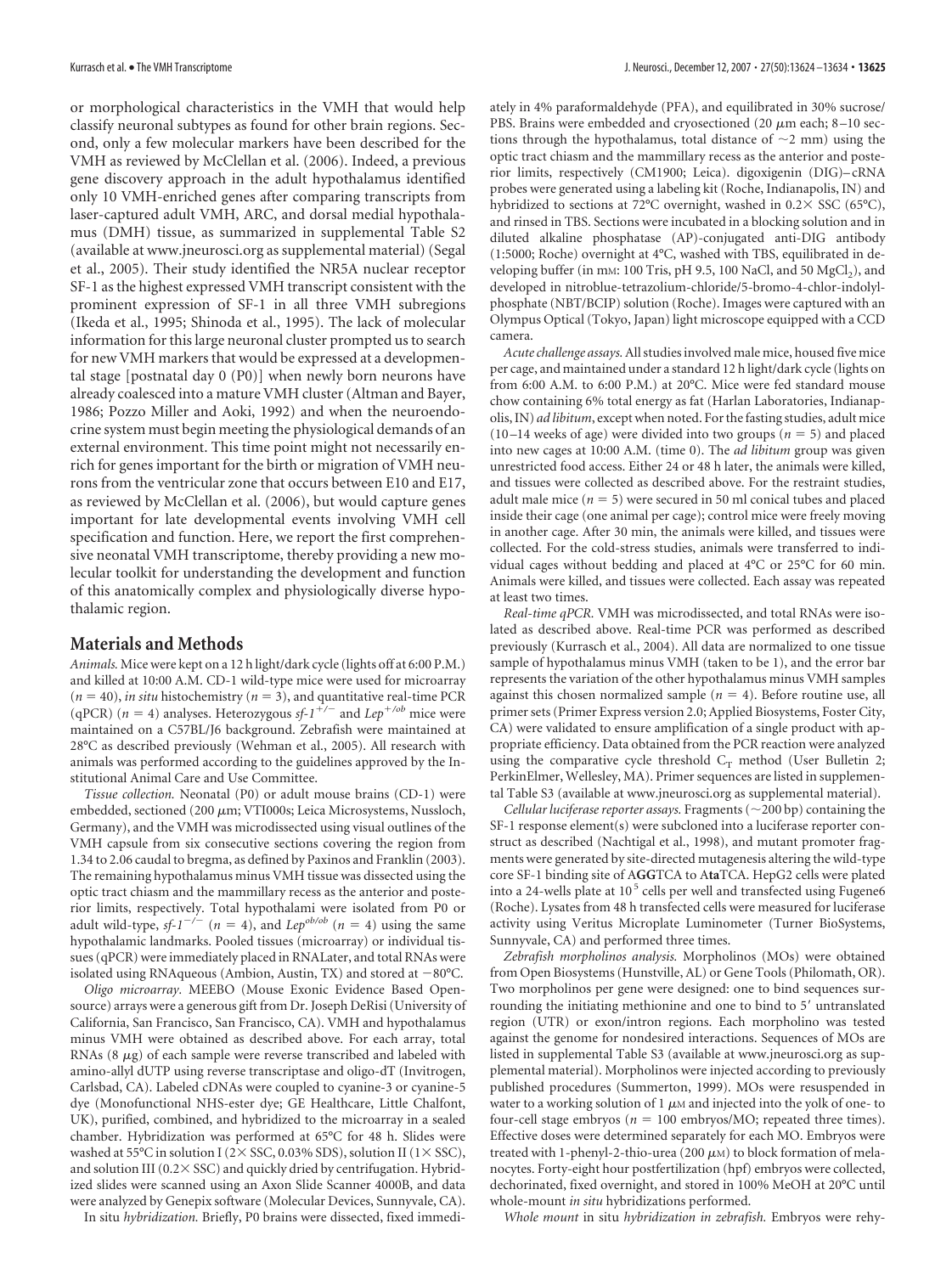or morphological characteristics in the VMH that would help classify neuronal subtypes as found for other brain regions. Second, only a few molecular markers have been described for the VMH as reviewed by McClellan et al. (2006). Indeed, a previous gene discovery approach in the adult hypothalamus identified only 10 VMH-enriched genes after comparing transcripts from laser-captured adult VMH, ARC, and dorsal medial hypothalamus (DMH) tissue, as summarized in supplemental Table S2 (available at www.jneurosci.org as supplemental material) (Segal et al., 2005). Their study identified the NR5A nuclear receptor SF-1 as the highest expressed VMH transcript consistent with the prominent expression of SF-1 in all three VMH subregions (Ikeda et al., 1995; Shinoda et al., 1995). The lack of molecular information for this large neuronal cluster prompted us to search for new VMH markers that would be expressed at a developmental stage [postnatal day 0 (P0)] when newly born neurons have already coalesced into a mature VMH cluster (Altman and Bayer, 1986; Pozzo Miller and Aoki, 1992) and when the neuroendocrine system must begin meeting the physiological demands of an external environment. This time point might not necessarily enrich for genes important for the birth or migration of VMH neurons from the ventricular zone that occurs between E10 and E17, as reviewed by McClellan et al. (2006), but would capture genes important for late developmental events involving VMH cell specification and function. Here, we report the first comprehensive neonatal VMH transcriptome, thereby providing a new molecular toolkit for understanding the development and function of this anatomically complex and physiologically diverse hypothalamic region.

## Materials and Methods

*Animals.* Mice were kept on a 12 h light/dark cycle (lights off at 6:00 P.M.) and killed at 10:00 A.M. CD-1 wild-type mice were used for microarray ($n = 40$), *in situ* histochemistry ($n = 3$), and quantitative real-time PCR (qPCR) ($n = 4$) analyses. Heterozygous *sf-1*$^{+/-}$ and *Lep*$^{+/ob}$ mice were maintained on a C57BL/6J background. Zebrafish were maintained at 28°C as described previously (Wehman et al., 2005). All research with animals was performed according to the guidelines approved by the Institutional Animal Care and Use Committee.

*Tissue collection.* Neonatal (P0) or adult mouse brains (CD-1) were embedded, sectioned (200 μm; VTI000s; Leica Microsystems, Nussloch, Germany), and the VMH was microdissected using visual outlines of the VMH capsule from six consecutive sections covering the region from 1.34 to 2.06 caudal to bregma, as defined by Paxinos and Franklin (2003). The remaining hypothalamus minus VMH tissue was dissected using the optic tract chiasm and the mammillary recess as the anterior and posterior limits, respectively. Total hypothalami were isolated from P0 or adult wild-type, *sf-1*$^{-/-}$ ($n = 4$), and *Lep*$^{ob/ob}$ ($n = 4$) using the same hypothalamic landmarks. Pooled tissues (microarray) or individual tissues (qPCR) were immediately placed in RNALater, and total RNAs were isolated using RNAqueous (Ambion, Austin, TX) and stored at −80°C.

*Oligo microarray.* MEEBO (Mouse Exonic Evidence Based Opensource) arrays were a generous gift from Dr. Joseph DeRisi (University of California, San Francisco, San Francisco, CA). VMH and hypothalamus minus VMH were obtained as described above. For each array, total RNAs (8 μg) of each sample were reverse transcribed and labeled with amino-allyl dUTP using reverse transcriptase and oligo-dT (Invitrogen, Carlsbad, CA). Labeled cDNAs were coupled to cyanine-3 or cyanine-5 dye (Monofunctional NHS-ester dye; GE Healthcare, Little Chalfont, UK), purified, combined, and hybridized to the microarray in a sealed chamber. Hybridization was performed at 65°C for 48 h. Slides were washed at 55°C in solution I (2× SSC, 0.03% SDS), solution II (1× SSC), and solution III (0.2× SSC) and quickly dried by centrifugation. Hybridized slides were scanned using an Axon Slide Scanner 4000B, and data were analyzed by Genepix software (Molecular Devices, Sunnyvale, CA).

In situ *hybridization.* Briefly, P0 brains were dissected, fixed immediately in 4% paraformaldehyde (PFA), and equilibrated in 30% sucrose/PBS. Brains were embedded and cryosectioned (20 μm each; 8–10 sections through the hypothalamus, total distance of ~2 mm) using the optic tract chiasm and the mammillary recess as the anterior and posterior limits, respectively (CM1900; Leica). digoxigenin (DIG)–cRNA probes were generated using a labeling kit (Roche, Indianapolis, IN) and hybridized to sections at 72°C overnight, washed in 0.2× SSC (65°C), and rinsed in TBS. Sections were incubated in a blocking solution and in diluted alkaline phosphatase (AP)-conjugated anti-DIG antibody (1:5000; Roche) overnight at 4°C, washed with TBS, equilibrated in developing buffer (in mM: 100 Tris, pH 9.5, 100 NaCl, and 50 $MgCl_2$), and developed in nitroblue-tetrazolium-chloride/5-bromo-4-chlor-indolyl-phosphate (NBT/BCIP) solution (Roche). Images were captured with an Olympus Optical (Tokyo, Japan) light microscope equipped with a CCD camera.

*Acute challenge assays.* All studies involved male mice, housed five mice per cage, and maintained under a standard 12 h light/dark cycle (lights on from 6:00 A.M. to 6:00 P.M.) at 20°C. Mice were fed standard mouse chow containing 6% total energy as fat (Harlan Laboratories, Indianapolis, IN) *ad libitum*, except when noted. For the fasting studies, adult mice (10–14 weeks of age) were divided into two groups ($n = 5$) and placed into new cages at 10:00 A.M. (time 0). The *ad libitum* group was given unrestricted food access. Either 24 or 48 h later, the animals were killed, and tissues were collected as described above. For the restraint studies, adult male mice ($n = 5$) were secured in 50 ml conical tubes and placed inside their cage (one animal per cage); control mice were freely moving in another cage. After 30 min, the animals were killed, and tissues were collected. For the cold-stress studies, animals were transferred to individual cages without bedding and placed at 4°C or 25°C for 60 min. Animals were killed, and tissues were collected. Each assay was repeated at least two times.

*Real-time qPCR.* VMH was microdissected, and total RNAs were isolated as described above. Real-time PCR was performed as described previously (Kurrasch et al., 2004). All data are normalized to one tissue sample of hypothalamus minus VMH (taken to be 1), and the error bar represents the variation of the other hypothalamus minus VMH samples against this chosen normalized sample ($n = 4$). Before routine use, all primer sets (Primer Express version 2.0; Applied Biosystems, Foster City, CA) were validated to ensure amplification of a single product with appropriate efficiency. Data obtained from the PCR reaction were analyzed using the comparative cycle threshold $C_T$ method (User Bulletin 2; PerkinElmer, Wellesley, MA). Primer sequences are listed in supplemental Table S3 (available at www.jneurosci.org as supplemental material).

*Cellular luciferase reporter assays.* Fragments (~200 bp) containing the SF-1 response element(s) were subcloned into a luciferase reporter construct as described (Nachtigal et al., 1998), and mutant promoter fragments were generated by site-directed mutagenesis altering the wild-type core SF-1 binding site of A**GG**TCA to A**ta**TCA. HepG2 cells were plated into a 24-wells plate at $10^5$ cells per well and transfected using Fugene6 (Roche). Lysates from 48 h transfected cells were measured for luciferase activity using Veritus Microplate Luminometer (Turner BioSystems, Sunnyvale, CA) and performed three times.

*Zebrafish morpholinos analysis.* Morpholinos (MOs) were obtained from Open Biosystems (Hunstville, AL) or Gene Tools (Philomath, OR). Two morpholinos per gene were designed: one to bind sequences surrounding the initiating methionine and one to bind to 5′ untranslated region (UTR) or exon/intron regions. Each morpholino was tested against the genome for nondesired interactions. Sequences of MOs are listed in supplemental Table S3 (available at www.jneurosci.org as supplemental material). Morpholinos were injected according to previously published procedures (Summerton, 1999). MOs were resuspended in water to a working solution of 1 μM and injected into the yolk of one- to four-cell stage embryos ($n = 100$ embryos/MO; repeated three times). Effective doses were determined separately for each MO. Embryos were treated with 1-phenyl-2-thio-urea (200 μM) to block formation of melanocytes. Forty-eight hour postfertilization (hpf) embryos were collected, dechorinated, fixed overnight, and stored in 100% MeOH at 20°C until whole-mount *in situ* hybridizations performed.

*Whole mount* in situ *hybridization in zebrafish.* Embryos were rehy-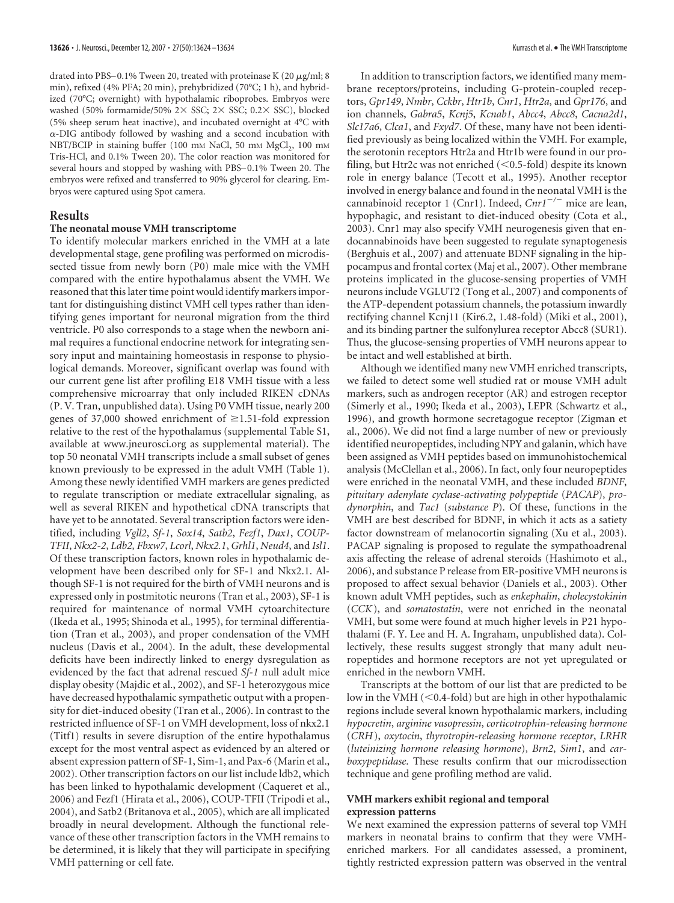drated into PBS–0.1% Tween 20, treated with proteinase K (20 μg/ml; 8 min), refixed (4% PFA; 20 min), prehybridized (70°C; 1 h), and hybridized (70°C; overnight) with hypothalamic riboprobes. Embryos were washed (50% formamide/50% 2× SSC; 2× SSC; 0.2× SSC), blocked (5% sheep serum heat inactive), and incubated overnight at 4°C with α-DIG antibody followed by washing and a second incubation with NBT/BCIP in staining buffer (100 mM NaCl, 50 mM $MgCl_2$, 100 mM Tris-HCl, and 0.1% Tween 20). The color reaction was monitored for several hours and stopped by washing with PBS–0.1% Tween 20. The embryos were refixed and transferred to 90% glycerol for clearing. Embryos were captured using Spot camera.

## Results

### The neonatal mouse VMH transcriptome

To identify molecular markers enriched in the VMH at a late developmental stage, gene profiling was performed on microdissected tissue from newly born (P0) male mice with the VMH compared with the entire hypothalamus absent the VMH. We reasoned that this later time point would identify markers important for distinguishing distinct VMH cell types rather than identifying genes important for neuronal migration from the third ventricle. P0 also corresponds to a stage when the newborn animal requires a functional endocrine network for integrating sensory input and maintaining homeostasis in response to physiological demands. Moreover, significant overlap was found with our current gene list after profiling E18 VMH tissue with a less comprehensive microarray that only included RIKEN cDNAs (P. V. Tran, unpublished data). Using P0 VMH tissue, nearly 200 genes of 37,000 showed enrichment of ≥1.51-fold expression relative to the rest of the hypothalamus (supplemental Table S1, available at www.jneurosci.org as supplemental material). The top 50 neonatal VMH transcripts include a small subset of genes known previously to be expressed in the adult VMH (Table 1). Among these newly identified VMH markers are genes predicted to regulate transcription or mediate extracellular signaling, as well as several RIKEN and hypothetical cDNA transcripts that have yet to be annotated. Several transcription factors were identified, including *Vgll2*, *Sf-1*, *Sox14*, *Satb2*, *Fezf1*, *Dax1*, *COUP-TFII*, *Nkx2-2*, *Ldb2, Fbxw7*, *Lcorl*, *Nkx2.1*, *Grhl1*, *Neud4*, and *Isl1*. Of these transcription factors, known roles in hypothalamic development have been described only for SF-1 and Nkx2.1. Although SF-1 is not required for the birth of VMH neurons and is expressed only in postmitotic neurons (Tran et al., 2003), SF-1 is required for maintenance of normal VMH cytoarchitecture (Ikeda et al., 1995; Shinoda et al., 1995), for terminal differentiation (Tran et al., 2003), and proper condensation of the VMH nucleus (Davis et al., 2004). In the adult, these developmental deficits have been indirectly linked to energy dysregulation as evidenced by the fact that adrenal rescued *Sf-1* null adult mice display obesity (Majdic et al., 2002), and SF-1 heterozygous mice have decreased hypothalamic sympathetic output with a propensity for diet-induced obesity (Tran et al., 2006). In contrast to the restricted influence of SF-1 on VMH development, loss of nkx2.1 (Titf1) results in severe disruption of the entire hypothalamus except for the most ventral aspect as evidenced by an altered or absent expression pattern of SF-1, Sim-1, and Pax-6 (Marin et al., 2002). Other transcription factors on our list include ldb2, which has been linked to hypothalamic development (Caqueret et al., 2006) and Fezf1 (Hirata et al., 2006), COUP-TFII (Tripodi et al., 2004), and Satb2 (Britanova et al., 2005), which are all implicated broadly in neural development. Although the functional relevance of these other transcription factors in the VMH remains to be determined, it is likely that they will participate in specifying VMH patterning or cell fate.

In addition to transcription factors, we identified many membrane receptors/proteins, including G-protein-coupled receptors, *Gpr149*, *Nmbr*, *Cckbr*, *Htr1b*, *Cnr1*, *Htr2a*, and *Gpr176*, and ion channels, *Gabra5*, *Kcnj5*, *Kcnab1*, *Abcc4*, *Abcc8*, *Cacna2d1*, *Slc17a6*, *Clca1*, and *Fxyd7*. Of these, many have not been identified previously as being localized within the VMH. For example, the serotonin receptors Htr2a and Htr1b were found in our profiling, but Htr2c was not enriched (<0.5-fold) despite its known role in energy balance (Tecott et al., 1995). Another receptor involved in energy balance and found in the neonatal VMH is the cannabinoid receptor 1 (Cnr1). Indeed, *Cnr1*$^{-/-}$ mice are lean, hypophagic, and resistant to diet-induced obesity (Cota et al., 2003). Cnr1 may also specify VMH neurogenesis given that endocannabinoids have been suggested to regulate synaptogenesis (Berghuis et al., 2007) and attenuate BDNF signaling in the hippocampus and frontal cortex (Maj et al., 2007). Other membrane proteins implicated in the glucose-sensing properties of VMH neurons include VGLUT2 (Tong et al., 2007) and components of the ATP-dependent potassium channels, the potassium inwardly rectifying channel Kcnj11 (Kir6.2, 1.48-fold) (Miki et al., 2001), and its binding partner the sulfonylurea receptor Abcc8 (SUR1). Thus, the glucose-sensing properties of VMH neurons appear to be intact and well established at birth.

Although we identified many new VMH enriched transcripts, we failed to detect some well studied rat or mouse VMH adult markers, such as androgen receptor (AR) and estrogen receptor (Simerly et al., 1990; Ikeda et al., 2003), LEPR (Schwartz et al., 1996), and growth hormone secretagogue receptor (Zigman et al., 2006). We did not find a large number of new or previously identified neuropeptides, including NPY and galanin, which have been assigned as VMH peptides based on immunohistochemical analysis (McClellan et al., 2006). In fact, only four neuropeptides were enriched in the neonatal VMH, and these included *BDNF*, *pituitary adenylate cyclase-activating polypeptide* (*PACAP*), *prodynorphin*, and *Tac1* (*substance P*). Of these, functions in the VMH are best described for BDNF, in which it acts as a satiety factor downstream of melanocortin signaling (Xu et al., 2003). PACAP signaling is proposed to regulate the sympathoadrenal axis affecting the release of adrenal steroids (Hashimoto et al., 2006), and substance P release from ER-positive VMH neurons is proposed to affect sexual behavior (Daniels et al., 2003). Other known adult VMH peptides, such as *enkephalin*, *cholecystokinin* (*CCK*), and *somatostatin*, were not enriched in the neonatal VMH, but some were found at much higher levels in P21 hypothalami (F. Y. Lee and H. A. Ingraham, unpublished data). Collectively, these results suggest strongly that many adult neuropeptides and hormone receptors are not yet upregulated or enriched in the newborn VMH.

Transcripts at the bottom of our list that are predicted to be low in the VMH (<0.4-fold) but are high in other hypothalamic regions include several known hypothalamic markers, including *hypocretin*, *arginine vasopressin*, *corticotrophin-releasing hormone* (*CRH*), *oxytocin*, *thyrotropin-releasing hormone receptor*, *LRHR* (*luteinizing hormone releasing hormone*), *Brn2*, *Sim1*, and *carboxypeptidase*. These results confirm that our microdissection technique and gene profiling method are valid.

### VMH markers exhibit regional and temporal expression patterns

We next examined the expression patterns of several top VMH markers in neonatal brains to confirm that they were VMH-enriched markers. For all candidates assessed, a prominent, tightly restricted expression pattern was observed in the ventral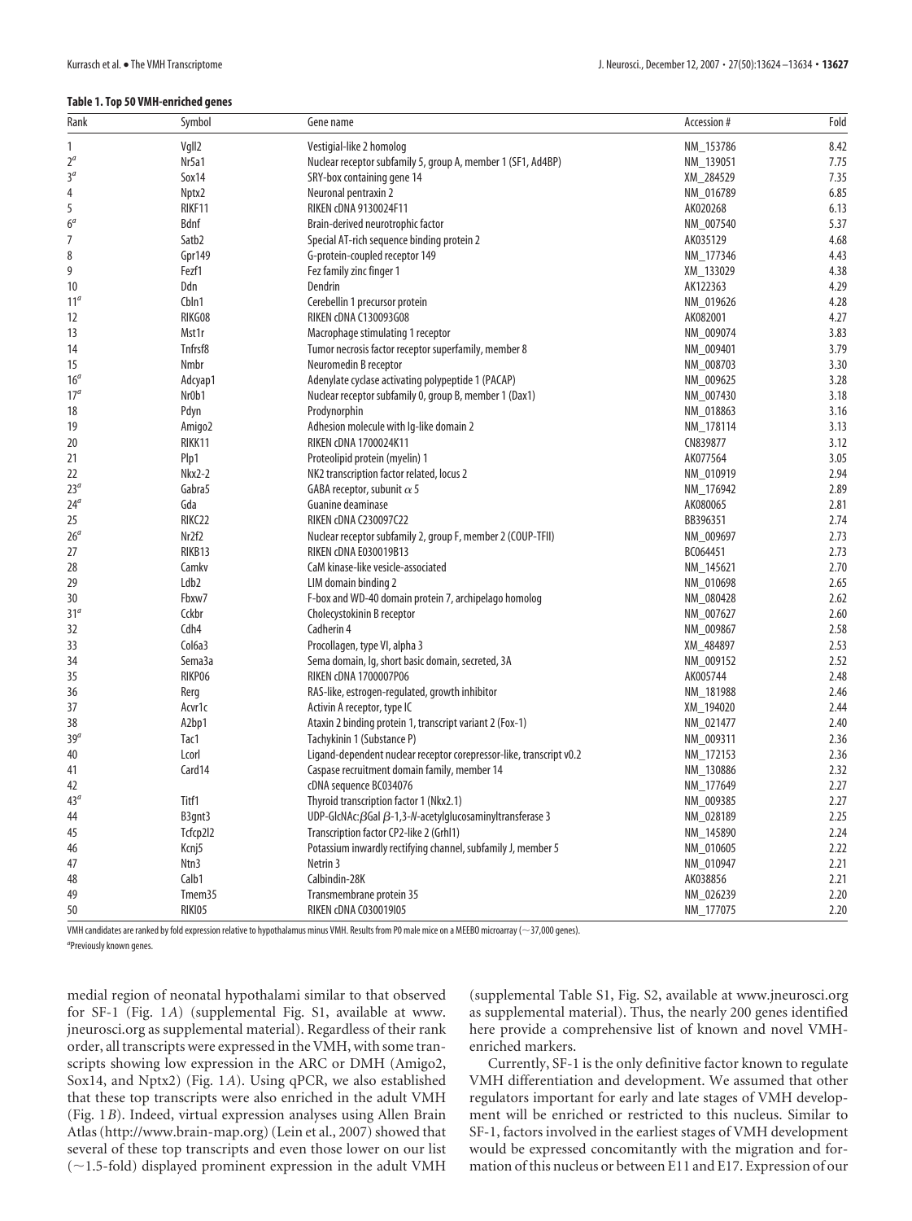**Table 1. Top 50 VMH-enriched genes**

| Rank | Symbol | Gene name | Accession # | Fold |
|---|---|---|---|---|
| 1 | Vgll2 | Vestigial-like 2 homolog | NM_153786 | 8.42 |
| 2[a] | Nr5a1 | Nuclear receptor subfamily 5, group A, member 1 (SF1, Ad4BP) | NM_139051 | 7.75 |
| 3[a] | Sox14 | SRY-box containing gene 14 | XM_284529 | 7.35 |
| 4 | Nptx2 | Neuronal pentraxin 2 | NM_016789 | 6.85 |
| 5 | RIKF11 | RIKEN cDNA 9130024F11 | AK020268 | 6.13 |
| 6[a] | Bdnf | Brain-derived neurotrophic factor | NM_007540 | 5.37 |
| 7 | Satb2 | Special AT-rich sequence binding protein 2 | AK035129 | 4.68 |
| 8 | Gpr149 | G-protein-coupled receptor 149 | NM_177346 | 4.43 |
| 9 | Fezf1 | Fez family zinc finger 1 | XM_133029 | 4.38 |
| 10 | Ddn | Dendrin | AK122363 | 4.29 |
| 11[a] | Cbln1 | Cerebellin 1 precursor protein | NM_019626 | 4.28 |
| 12 | RIKG08 | RIKEN cDNA C130093G08 | AK082001 | 4.27 |
| 13 | Mst1r | Macrophage stimulating 1 receptor | NM_009074 | 3.83 |
| 14 | Tnfrsf8 | Tumor necrosis factor receptor superfamily, member 8 | NM_009401 | 3.79 |
| 15 | Nmbr | Neuromedin B receptor | NM_008703 | 3.30 |
| 16[a] | Adcyap1 | Adenylate cyclase activating polypeptide 1 (PACAP) | NM_009625 | 3.28 |
| 17[a] | Nr0b1 | Nuclear receptor subfamily 0, group B, member 1 (Dax1) | NM_007430 | 3.18 |
| 18 | Pdyn | Prodynorphin | NM_018863 | 3.16 |
| 19 | Amigo2 | Adhesion molecule with Ig-like domain 2 | NM_178114 | 3.13 |
| 20 | RIKK11 | RIKEN cDNA 1700024K11 | CN839877 | 3.12 |
| 21 | Plp1 | Proteolipid protein (myelin) 1 | AK077564 | 3.05 |
| 22 | Nkx2-2 | NK2 transcription factor related, locus 2 | NM_010919 | 2.94 |
| 23[a] | Gabra5 | GABA receptor, subunit $\alpha$ 5 | NM_176942 | 2.89 |
| 24[a] | Gda | Guanine deaminase | AK080065 | 2.81 |
| 25 | RIKC22 | RIKEN cDNA C230097C22 | BB396351 | 2.74 |
| 26[a] | Nr2f2 | Nuclear receptor subfamily 2, group F, member 2 (COUP-TFII) | NM_009697 | 2.73 |
| 27 | RIKB13 | RIKEN cDNA E030019B13 | BC064451 | 2.73 |
| 28 | Camkv | CaM kinase-like vesicle-associated | NM_145621 | 2.70 |
| 29 | Ldb2 | LIM domain binding 2 | NM_010698 | 2.65 |
| 30 | Fbxw7 | F-box and WD-40 domain protein 7, archipelago homolog | NM_080428 | 2.62 |
| 31[a] | Cckbr | Cholecystokinin B receptor | NM_007627 | 2.60 |
| 32 | Cdh4 | Cadherin 4 | NM_009867 | 2.58 |
| 33 | Col6a3 | Procollagen, type VI, alpha 3 | XM_484897 | 2.53 |
| 34 | Sema3a | Sema domain, Ig, short basic domain, secreted, 3A | NM_009152 | 2.52 |
| 35 | RIKP06 | RIKEN cDNA 1700007P06 | AK005744 | 2.48 |
| 36 | Rerg | RAS-like, estrogen-regulated, growth inhibitor | NM_181988 | 2.46 |
| 37 | Acvr1c | Activin A receptor, type IC | XM_194020 | 2.44 |
| 38 | A2bp1 | Ataxin 2 binding protein 1, transcript variant 2 (Fox-1) | NM_021477 | 2.40 |
| 39[a] | Tac1 | Tachykinin 1 (Substance P) | NM_009311 | 2.36 |
| 40 | Lcorl | Ligand-dependent nuclear receptor corepressor-like, transcript v0.2 | NM_172153 | 2.36 |
| 41 | Card14 | Caspase recruitment domain family, member 14 | NM_130886 | 2.32 |
| 42 | | cDNA sequence BC034076 | NM_177649 | 2.27 |
| 43[a] | Titf1 | Thyroid transcription factor 1 (Nkx2.1) | NM_009385 | 2.27 |
| 44 | B3gnt3 | UDP-GlcNAc:$\beta$Gal $\beta$-1,3-*N*-acetylglucosaminyltransferase 3 | NM_028189 | 2.25 |
| 45 | Tcfcp2l2 | Transcription factor CP2-like 2 (Grhl1) | NM_145890 | 2.24 |
| 46 | Kcnj5 | Potassium inwardly rectifying channel, subfamily J, member 5 | NM_010605 | 2.22 |
| 47 | Ntn3 | Netrin 3 | NM_010947 | 2.21 |
| 48 | Calb1 | Calbindin-28K | AK038856 | 2.21 |
| 49 | Tmem35 | Transmembrane protein 35 | NM_026239 | 2.20 |
| 50 | RIKI05 | RIKEN cDNA C030019I05 | NM_177075 | 2.20 |

VMH candidates are ranked by fold expression relative to hypothalamus minus VMH. Results from P0 male mice on a MEEBO microarray (~37,000 genes).

[a]Previously known genes.

medial region of neonatal hypothalami similar to that observed for SF-1 (Fig. 1*A*) (supplemental Fig. S1, available at www.jneurosci.org as supplemental material). Regardless of their rank order, all transcripts were expressed in the VMH, with some transcripts showing low expression in the ARC or DMH (Amigo2, Sox14, and Nptx2) (Fig. 1*A*). Using qPCR, we also established that these top transcripts were also enriched in the adult VMH (Fig. 1*B*). Indeed, virtual expression analyses using Allen Brain Atlas (http://www.brain-map.org) (Lein et al., 2007) showed that several of these top transcripts and even those lower on our list (~1.5-fold) displayed prominent expression in the adult VMH (supplemental Table S1, Fig. S2, available at www.jneurosci.org as supplemental material). Thus, the nearly 200 genes identified here provide a comprehensive list of known and novel VMH-enriched markers.

Currently, SF-1 is the only definitive factor known to regulate VMH differentiation and development. We assumed that other regulators important for early and late stages of VMH development will be enriched or restricted to this nucleus. Similar to SF-1, factors involved in the earliest stages of VMH development would be expressed concomitantly with the migration and formation of this nucleus or between E11 and E17. Expression of our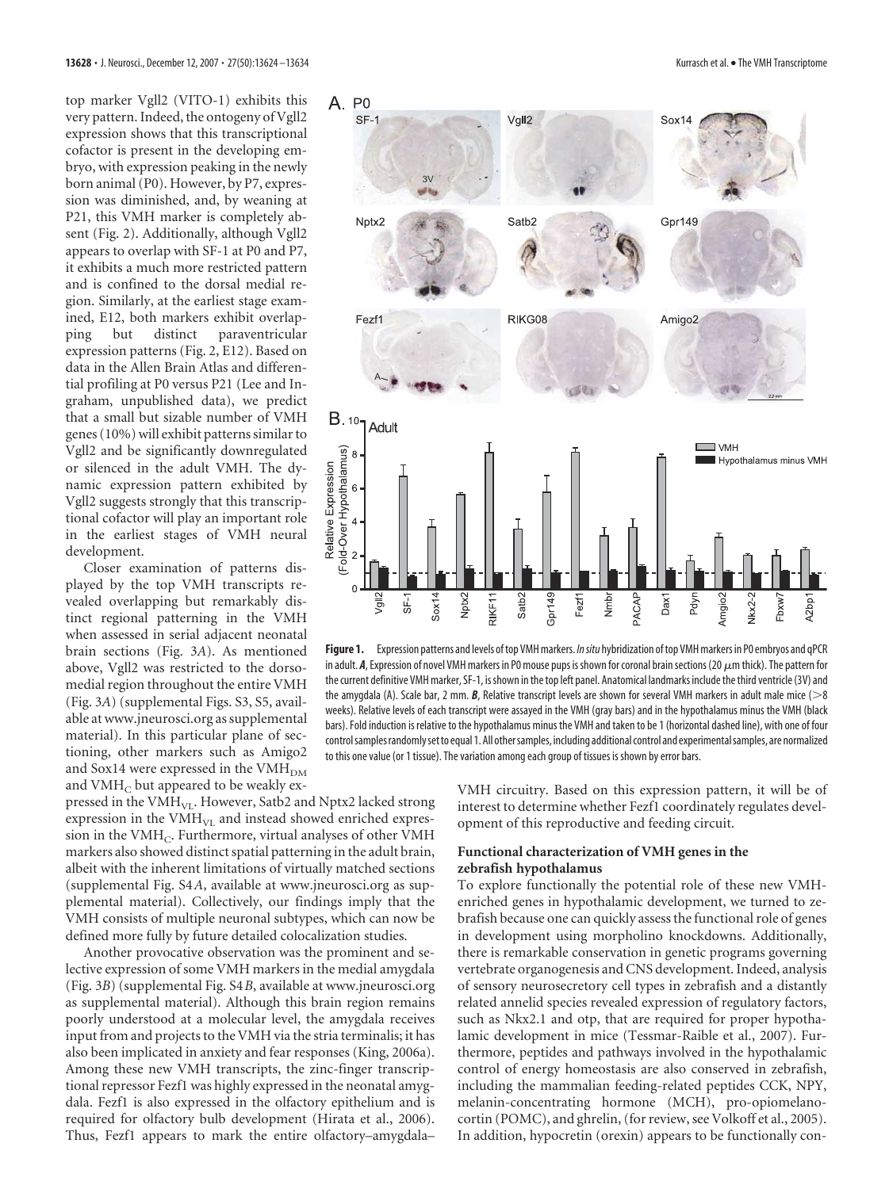top marker Vgll2 (VITO-1) exhibits this very pattern. Indeed, the ontogeny of Vgll2 expression shows that this transcriptional cofactor is present in the developing embryo, with expression peaking in the newly born animal (P0). However, by P7, expression was diminished, and, by weaning at P21, this VMH marker is completely absent (Fig. 2). Additionally, although Vgll2 appears to overlap with SF-1 at P0 and P7, it exhibits a much more restricted pattern and is confined to the dorsal medial region. Similarly, at the earliest stage examined, E12, both markers exhibit overlapping but distinct paraventricular expression patterns (Fig. 2, E12). Based on data in the Allen Brain Atlas and differential profiling at P0 versus P21 (Lee and Ingraham, unpublished data), we predict that a small but sizable number of VMH genes (10%) will exhibit patterns similar to Vgll2 and be significantly downregulated or silenced in the adult VMH. The dynamic expression pattern exhibited by Vgll2 suggests strongly that this transcriptional cofactor will play an important role in the earliest stages of VMH neural development.

Closer examination of patterns displayed by the top VMH transcripts revealed overlapping but remarkably distinct regional patterning in the VMH when assessed in serial adjacent neonatal brain sections (Fig. 3*A*). As mentioned above, Vgll2 was restricted to the dorsomedial region throughout the entire VMH (Fig. 3*A*) (supplemental Figs. S3, S5, available at www.jneurosci.org as supplemental material). In this particular plane of sectioning, other markers such as Amigo2 and Sox14 were expressed in the $VMH_{DM}$ and $VMH_{C}$ but appeared to be weakly expressed in the $VMH_{VL}$. However, Satb2 and Nptx2 lacked strong expression in the $VMH_{VL}$ and instead showed enriched expression in the $VMH_{C}$. Furthermore, virtual analyses of other VMH markers also showed distinct spatial patterning in the adult brain, albeit with the inherent limitations of virtually matched sections (supplemental Fig. S4*A*, available at www.jneurosci.org as supplemental material). Collectively, our findings imply that the VMH consists of multiple neuronal subtypes, which can now be defined more fully by future detailed colocalization studies.

Another provocative observation was the prominent and selective expression of some VMH markers in the medial amygdala (Fig. 3*B*) (supplemental Fig. S4*B*, available at www.jneurosci.org as supplemental material). Although this brain region remains poorly understood at a molecular level, the amygdala receives input from and projects to the VMH via the stria terminalis; it has also been implicated in anxiety and fear responses (King, 2006a). Among these new VMH transcripts, the zinc-finger transcriptional repressor Fezf1 was highly expressed in the neonatal amygdala. Fezf1 is also expressed in the olfactory epithelium and is required for olfactory bulb development (Hirata et al., 2006). Thus, Fezf1 appears to mark the entire olfactory–amygdala–VMH circuitry. Based on this expression pattern, it will be of interest to determine whether Fezf1 coordinately regulates development of this reproductive and feeding circuit.

**Figure 1.** Expression patterns and levels of top VMH markers. *In situ* hybridization of top VMH markers in P0 embryos and qPCR in adult. ***A***, Expression of novel VMH markers in P0 mouse pups is shown for coronal brain sections (20 μm thick). The pattern for the current definitive VMH marker, SF-1, is shown in the top left panel. Anatomical landmarks include the third ventricle (3V) and the amygdala (A). Scale bar, 2 mm. ***B***, Relative transcript levels are shown for several VMH markers in adult male mice (>8 weeks). Relative levels of each transcript were assayed in the VMH (gray bars) and in the hypothalamus minus the VMH (black bars). Fold induction is relative to the hypothalamus minus the VMH and taken to be 1 (horizontal dashed line), with one of four control samples randomly set to equal 1. All other samples, including additional control and experimental samples, are normalized to this one value (or 1 tissue). The variation among each group of tissues is shown by error bars.

### Functional characterization of VMH genes in the zebrafish hypothalamus

To explore functionally the potential role of these new VMH-enriched genes in hypothalamic development, we turned to zebrafish because one can quickly assess the functional role of genes in development using morpholino knockdowns. Additionally, there is remarkable conservation in genetic programs governing vertebrate organogenesis and CNS development. Indeed, analysis of sensory neurosecretory cell types in zebrafish and a distantly related annelid species revealed expression of regulatory factors, such as Nkx2.1 and otp, that are required for proper hypothalamic development in mice (Tessmar-Raible et al., 2007). Furthermore, peptides and pathways involved in the hypothalamic control of energy homeostasis are also conserved in zebrafish, including the mammalian feeding-related peptides CCK, NPY, melanin-concentrating hormone (MCH), pro-opiomelanocortin (POMC), and ghrelin, (for review, see Volkoff et al., 2005). In addition, hypocretin (orexin) appears to be functionally con-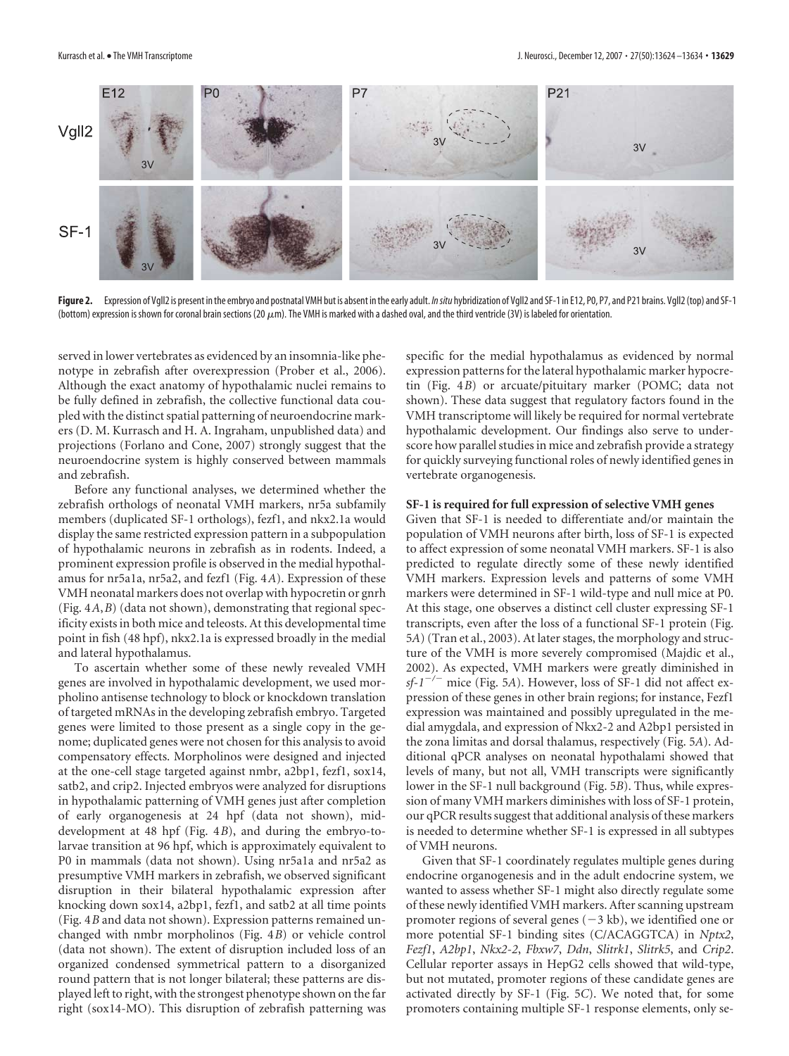**Figure 2.** Expression of Vgll2 is present in the embryo and postnatal VMH but is absent in the early adult. *In situ* hybridization of Vgll2 and SF-1 in E12, P0, P7, and P21 brains. Vgll2 (top) and SF-1 (bottom) expression is shown for coronal brain sections (20 μm). The VMH is marked with a dashed oval, and the third ventricle (3V) is labeled for orientation.

served in lower vertebrates as evidenced by an insomnia-like phenotype in zebrafish after overexpression (Prober et al., 2006). Although the exact anatomy of hypothalamic nuclei remains to be fully defined in zebrafish, the collective functional data coupled with the distinct spatial patterning of neuroendocrine markers (D. M. Kurrasch and H. A. Ingraham, unpublished data) and projections (Forlano and Cone, 2007) strongly suggest that the neuroendocrine system is highly conserved between mammals and zebrafish.

Before any functional analyses, we determined whether the zebrafish orthologs of neonatal VMH markers, nr5a subfamily members (duplicated SF-1 orthologs), fezf1, and nkx2.1a would display the same restricted expression pattern in a subpopulation of hypothalamic neurons in zebrafish as in rodents. Indeed, a prominent expression profile is observed in the medial hypothalamus for nr5a1a, nr5a2, and fezf1 (Fig. 4*A*). Expression of these VMH neonatal markers does not overlap with hypocretin or gnrh (Fig. 4*A*,*B*) (data not shown), demonstrating that regional specificity exists in both mice and teleosts. At this developmental time point in fish (48 hpf), nkx2.1a is expressed broadly in the medial and lateral hypothalamus.

To ascertain whether some of these newly revealed VMH genes are involved in hypothalamic development, we used morpholino antisense technology to block or knockdown translation of targeted mRNAs in the developing zebrafish embryo. Targeted genes were limited to those present as a single copy in the genome; duplicated genes were not chosen for this analysis to avoid compensatory effects. Morpholinos were designed and injected at the one-cell stage targeted against nmbr, a2bp1, fezf1, sox14, satb2, and crip2. Injected embryos were analyzed for disruptions in hypothalamic patterning of VMH genes just after completion of early organogenesis at 24 hpf (data not shown), mid-development at 48 hpf (Fig. 4*B*), and during the embryo-to-larvae transition at 96 hpf, which is approximately equivalent to P0 in mammals (data not shown). Using nr5a1a and nr5a2 as presumptive VMH markers in zebrafish, we observed significant disruption in their bilateral hypothalamic expression after knocking down sox14, a2bp1, fezf1, and satb2 at all time points (Fig. 4*B* and data not shown). Expression patterns remained unchanged with nmbr morpholinos (Fig. 4*B*) or vehicle control (data not shown). The extent of disruption included loss of an organized condensed symmetrical pattern to a disorganized round pattern that is not longer bilateral; these patterns are displayed left to right, with the strongest phenotype shown on the far right (sox14-MO). This disruption of zebrafish patterning was specific for the medial hypothalamus as evidenced by normal expression patterns for the lateral hypothalamic marker hypocretin (Fig. 4*B*) or arcuate/pituitary marker (POMC; data not shown). These data suggest that regulatory factors found in the VMH transcriptome will likely be required for normal vertebrate hypothalamic development. Our findings also serve to underscore how parallel studies in mice and zebrafish provide a strategy for quickly surveying functional roles of newly identified genes in vertebrate organogenesis.

### SF-1 is required for full expression of selective VMH genes

Given that SF-1 is needed to differentiate and/or maintain the population of VMH neurons after birth, loss of SF-1 is expected to affect expression of some neonatal VMH markers. SF-1 is also predicted to regulate directly some of these newly identified VMH markers. Expression levels and patterns of some VMH markers were determined in SF-1 wild-type and null mice at P0. At this stage, one observes a distinct cell cluster expressing SF-1 transcripts, even after the loss of a functional SF-1 protein (Fig. 5*A*) (Tran et al., 2003). At later stages, the morphology and structure of the VMH is more severely compromised (Majdic et al., 2002). As expected, VMH markers were greatly diminished in *sf-1*$^{-/-}$ mice (Fig. 5*A*). However, loss of SF-1 did not affect expression of these genes in other brain regions; for instance, Fezf1 expression was maintained and possibly upregulated in the medial amygdala, and expression of Nkx2-2 and A2bp1 persisted in the zona limitas and dorsal thalamus, respectively (Fig. 5*A*). Additional qPCR analyses on neonatal hypothalami showed that levels of many, but not all, VMH transcripts were significantly lower in the SF-1 null background (Fig. 5*B*). Thus, while expression of many VMH markers diminishes with loss of SF-1 protein, our qPCR results suggest that additional analysis of these markers is needed to determine whether SF-1 is expressed in all subtypes of VMH neurons.

Given that SF-1 coordinately regulates multiple genes during endocrine organogenesis and in the adult endocrine system, we wanted to assess whether SF-1 might also directly regulate some of these newly identified VMH markers. After scanning upstream promoter regions of several genes (−3 kb), we identified one or more potential SF-1 binding sites (C/ACAGGTCA) in *Nptx2*, *Fezf1*, *A2bp1*, *Nkx2-2*, *Fbxw7*, *Ddn*, *Slitrk1*, *Slitrk5*, and *Crip2*. Cellular reporter assays in HepG2 cells showed that wild-type, but not mutated, promoter regions of these candidate genes are activated directly by SF-1 (Fig. 5*C*). We noted that, for some promoters containing multiple SF-1 response elements, only se-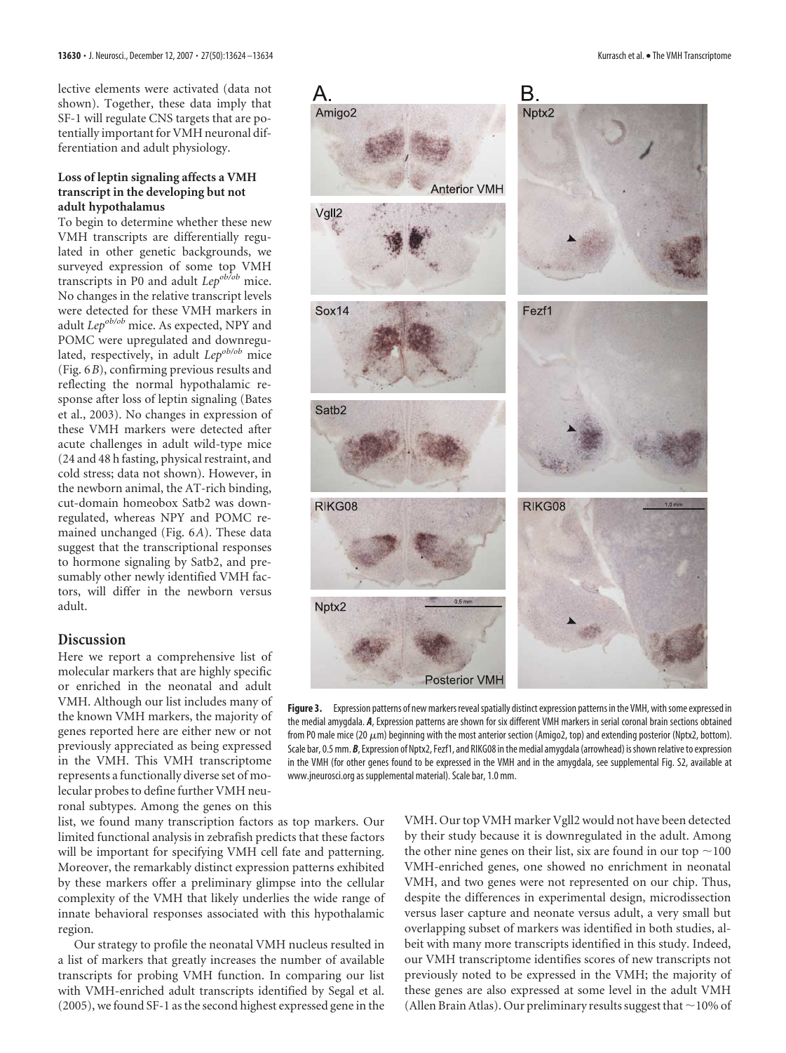lective elements were activated (data not shown). Together, these data imply that SF-1 will regulate CNS targets that are potentially important for VMH neuronal differentiation and adult physiology.

### Loss of leptin signaling affects a VMH transcript in the developing but not adult hypothalamus

To begin to determine whether these new VMH transcripts are differentially regulated in other genetic backgrounds, we surveyed expression of some top VMH transcripts in P0 and adult $Lep^{ob/ob}$ mice. No changes in the relative transcript levels were detected for these VMH markers in adult $Lep^{ob/ob}$ mice. As expected, NPY and POMC were upregulated and downregulated, respectively, in adult $Lep^{ob/ob}$ mice (Fig. 6*B*), confirming previous results and reflecting the normal hypothalamic response after loss of leptin signaling (Bates et al., 2003). No changes in expression of these VMH markers were detected after acute challenges in adult wild-type mice (24 and 48 h fasting, physical restraint, and cold stress; data not shown). However, in the newborn animal, the AT-rich binding, cut-domain homeobox Satb2 was downregulated, whereas NPY and POMC remained unchanged (Fig. 6*A*). These data suggest that the transcriptional responses to hormone signaling by Satb2, and presumably other newly identified VMH factors, will differ in the newborn versus adult.

## Discussion

Here we report a comprehensive list of molecular markers that are highly specific or enriched in the neonatal and adult VMH. Although our list includes many of the known VMH markers, the majority of genes reported here are either new or not previously appreciated as being expressed in the VMH. This VMH transcriptome represents a functionally diverse set of molecular probes to define further VMH neuronal subtypes. Among the genes on this list, we found many transcription factors as top markers. Our limited functional analysis in zebrafish predicts that these factors will be important for specifying VMH cell fate and patterning. Moreover, the remarkably distinct expression patterns exhibited by these markers offer a preliminary glimpse into the cellular complexity of the VMH that likely underlies the wide range of innate behavioral responses associated with this hypothalamic region.

Our strategy to profile the neonatal VMH nucleus resulted in a list of markers that greatly increases the number of available transcripts for probing VMH function. In comparing our list with VMH-enriched adult transcripts identified by Segal et al. (2005), we found SF-1 as the second highest expressed gene in the VMH. Our top VMH marker Vgll2 would not have been detected by their study because it is downregulated in the adult. Among the other nine genes on their list, six are found in our top ~100 VMH-enriched genes, one showed no enrichment in neonatal VMH, and two genes were not represented on our chip. Thus, despite the differences in experimental design, microdissection versus laser capture and neonate versus adult, a very small but overlapping subset of markers was identified in both studies, albeit with many more transcripts identified in this study. Indeed, our VMH transcriptome identifies scores of new transcripts not previously noted to be expressed in the VMH; the majority of these genes are also expressed at some level in the adult VMH (Allen Brain Atlas). Our preliminary results suggest that ~10% of

**Figure 3.** Expression patterns of new markers reveal spatially distinct expression patterns in the VMH, with some expressed in the medial amygdala. ***A***, Expression patterns are shown for six different VMH markers in serial coronal brain sections obtained from P0 male mice (20 μm) beginning with the most anterior section (Amigo2, top) and extending posterior (Nptx2, bottom). Scale bar, 0.5 mm. ***B***, Expression of Nptx2, Fezf1, and RIKG08 in the medial amygdala (arrowhead) is shown relative to expression in the VMH (for other genes found to be expressed in the VMH and in the amygdala, see supplemental Fig. S2, available at www.jneurosci.org as supplemental material). Scale bar, 1.0 mm.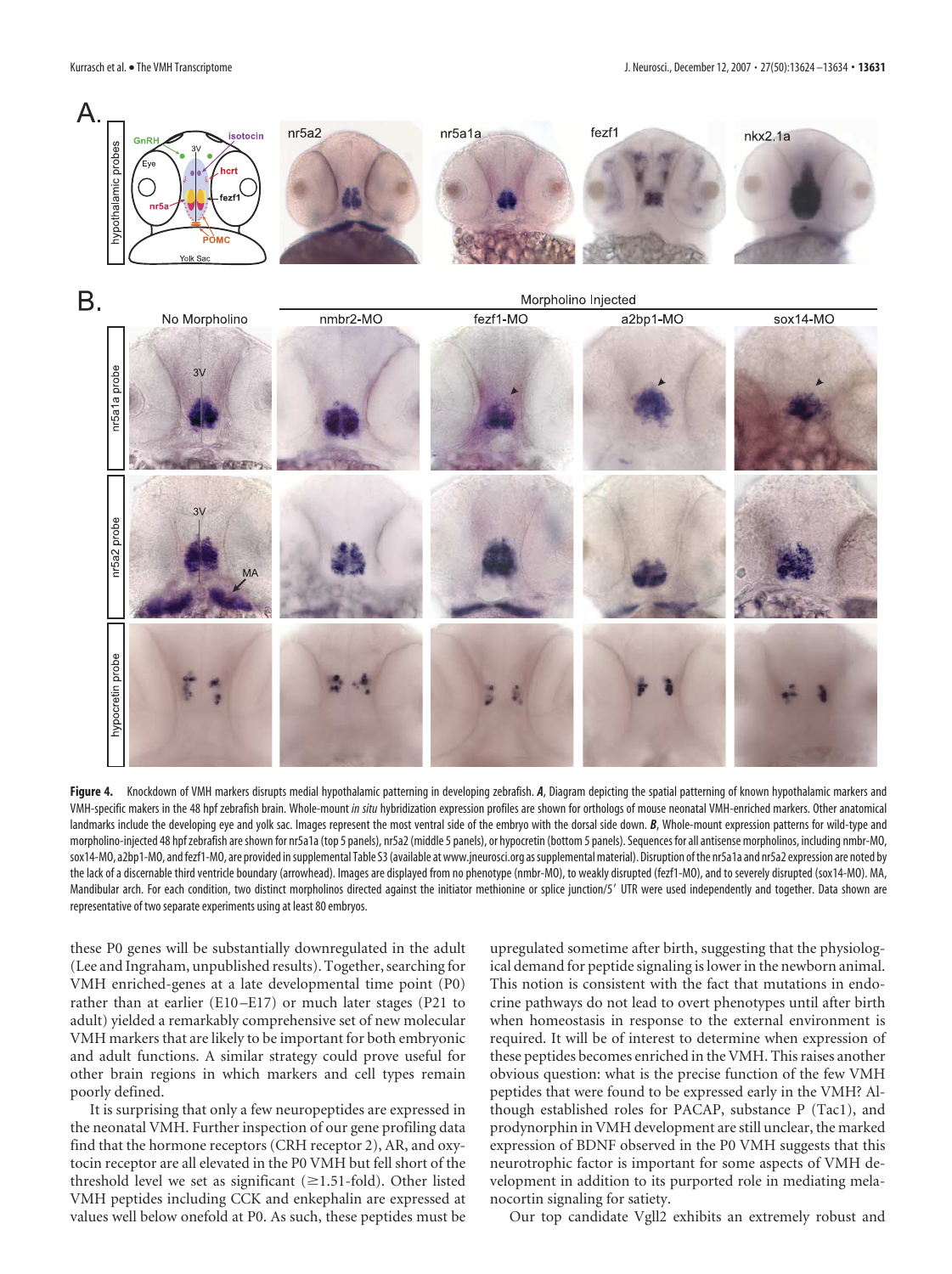**Figure 4.** Knockdown of VMH markers disrupts medial hypothalamic patterning in developing zebrafish. ***A***, Diagram depicting the spatial patterning of known hypothalamic markers and VMH-specific makers in the 48 hpf zebrafish brain. Whole-mount *in situ* hybridization expression profiles are shown for orthologs of mouse neonatal VMH-enriched markers. Other anatomical landmarks include the developing eye and yolk sac. Images represent the most ventral side of the embryo with the dorsal side down. ***B***, Whole-mount expression patterns for wild-type and morpholino-injected 48 hpf zebrafish are shown for nr5a1a (top 5 panels), nr5a2 (middle 5 panels), or hypocretin (bottom 5 panels). Sequences for all antisense morpholinos, including nmbr-MO, sox14-MO, a2bp1-MO, and fezf1-MO, are provided in supplemental Table S3 (available at www.jneurosci.org as supplemental material). Disruption of the nr5a1a and nr5a2 expression are noted by the lack of a discernable third ventricle boundary (arrowhead). Images are displayed from no phenotype (nmbr-MO), to weakly disrupted (fezf1-MO), and to severely disrupted (sox14-MO). MA, Mandibular arch. For each condition, two distinct morpholinos directed against the initiator methionine or splice junction/5′ UTR were used independently and together. Data shown are representative of two separate experiments using at least 80 embryos.

these P0 genes will be substantially downregulated in the adult (Lee and Ingraham, unpublished results). Together, searching for VMH enriched-genes at a late developmental time point (P0) rather than at earlier (E10–E17) or much later stages (P21 to adult) yielded a remarkably comprehensive set of new molecular VMH markers that are likely to be important for both embryonic and adult functions. A similar strategy could prove useful for other brain regions in which markers and cell types remain poorly defined.

It is surprising that only a few neuropeptides are expressed in the neonatal VMH. Further inspection of our gene profiling data find that the hormone receptors (CRH receptor 2), AR, and oxytocin receptor are all elevated in the P0 VMH but fell short of the threshold level we set as significant (≥1.51-fold). Other listed VMH peptides including CCK and enkephalin are expressed at values well below onefold at P0. As such, these peptides must be upregulated sometime after birth, suggesting that the physiological demand for peptide signaling is lower in the newborn animal. This notion is consistent with the fact that mutations in endocrine pathways do not lead to overt phenotypes until after birth when homeostasis in response to the external environment is required. It will be of interest to determine when expression of these peptides becomes enriched in the VMH. This raises another obvious question: what is the precise function of the few VMH peptides that were found to be expressed early in the VMH? Although established roles for PACAP, substance P (Tac1), and prodynorphin in VMH development are still unclear, the marked expression of BDNF observed in the P0 VMH suggests that this neurotrophic factor is important for some aspects of VMH development in addition to its purported role in mediating melanocortin signaling for satiety.

Our top candidate Vgll2 exhibits an extremely robust and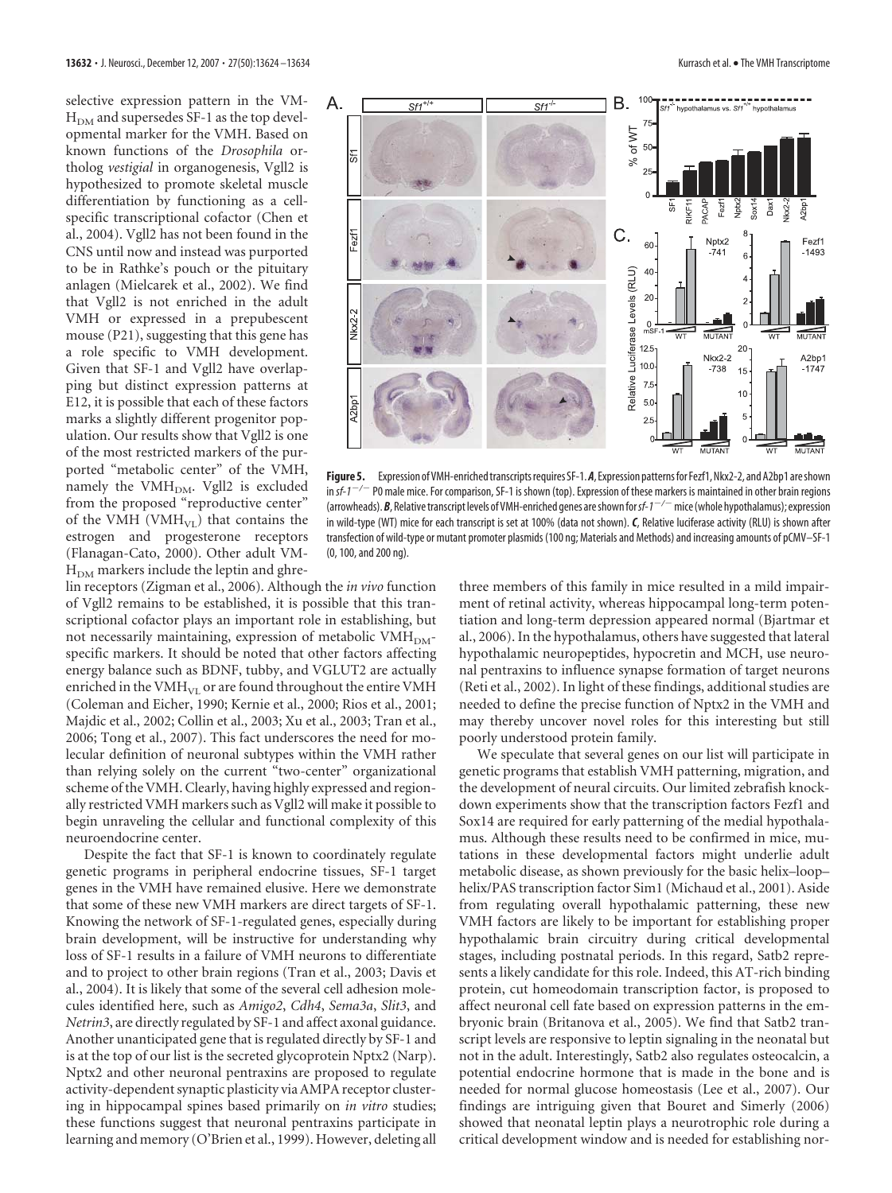selective expression pattern in the $VMH_{DM}$ and supersedes SF-1 as the top developmental marker for the VMH. Based on known functions of the *Drosophila* ortholog *vestigial* in organogenesis, Vgll2 is hypothesized to promote skeletal muscle differentiation by functioning as a cell-specific transcriptional cofactor (Chen et al., 2004). Vgll2 has not been found in the CNS until now and instead was purported to be in Rathke's pouch or the pituitary anlagen (Mielcarek et al., 2002). We find that Vgll2 is not enriched in the adult VMH or expressed in a prepubescent mouse (P21), suggesting that this gene has a role specific to VMH development. Given that SF-1 and Vgll2 have overlapping but distinct expression patterns at E12, it is possible that each of these factors marks a slightly different progenitor population. Our results show that Vgll2 is one of the most restricted markers of the purported "metabolic center" of the VMH, namely the $VMH_{DM}$. Vgll2 is excluded from the proposed "reproductive center" of the VMH ($VMH_{VL}$) that contains the estrogen and progesterone receptors (Flanagan-Cato, 2000). Other adult $VMH_{DM}$ markers include the leptin and ghrelin receptors (Zigman et al., 2006). Although the *in vivo* function of Vgll2 remains to be established, it is possible that this transcriptional cofactor plays an important role in establishing, but not necessarily maintaining, expression of metabolic $VMH_{DM}$-specific markers. It should be noted that other factors affecting energy balance such as BDNF, tubby, and VGLUT2 are actually enriched in the $VMH_{VL}$ or are found throughout the entire VMH (Coleman and Eicher, 1990; Kernie et al., 2000; Rios et al., 2001; Majdic et al., 2002; Collin et al., 2003; Xu et al., 2003; Tran et al., 2006; Tong et al., 2007). This fact underscores the need for molecular definition of neuronal subtypes within the VMH rather than relying solely on the current "two-center" organizational scheme of the VMH. Clearly, having highly expressed and regionally restricted VMH markers such as Vgll2 will make it possible to begin unraveling the cellular and functional complexity of this neuroendocrine center.

Despite the fact that SF-1 is known to coordinately regulate genetic programs in peripheral endocrine tissues, SF-1 target genes in the VMH have remained elusive. Here we demonstrate that some of these new VMH markers are direct targets of SF-1. Knowing the network of SF-1-regulated genes, especially during brain development, will be instructive for understanding why loss of SF-1 results in a failure of VMH neurons to differentiate and to project to other brain regions (Tran et al., 2003; Davis et al., 2004). It is likely that some of the several cell adhesion molecules identified here, such as *Amigo2*, *Cdh4*, *Sema3a*, *Slit3*, and *Netrin3*, are directly regulated by SF-1 and affect axonal guidance. Another unanticipated gene that is regulated directly by SF-1 and is at the top of our list is the secreted glycoprotein Nptx2 (Narp). Nptx2 and other neuronal pentraxins are proposed to regulate activity-dependent synaptic plasticity via AMPA receptor clustering in hippocampal spines based primarily on *in vitro* studies; these functions suggest that neuronal pentraxins participate in learning and memory (O'Brien et al., 1999). However, deleting all three members of this family in mice resulted in a mild impairment of retinal activity, whereas hippocampal long-term potentiation and long-term depression appeared normal (Bjartmar et al., 2006). In the hypothalamus, others have suggested that lateral hypothalamic neuropeptides, hypocretin and MCH, use neuronal pentraxins to influence synapse formation of target neurons (Reti et al., 2002). In light of these findings, additional studies are needed to define the precise function of Nptx2 in the VMH and may thereby uncover novel roles for this interesting but still poorly understood protein family.

**Figure 5.** Expression of VMH-enriched transcripts requires SF-1. ***A***, Expression patterns for Fezf1, Nkx2-2, and A2bp1 are shown in *sf-1*$^{-/-}$ P0 male mice. For comparison, SF-1 is shown (top). Expression of these markers is maintained in other brain regions (arrowheads). ***B***, Relative transcript levels of VMH-enriched genes are shown for *sf-1*$^{-/-}$ mice (whole hypothalamus); expression in wild-type (WT) mice for each transcript is set at 100% (data not shown). ***C***, Relative luciferase activity (RLU) is shown after transfection of wild-type or mutant promoter plasmids (100 ng; Materials and Methods) and increasing amounts of pCMV–SF-1 (0, 100, and 200 ng).

We speculate that several genes on our list will participate in genetic programs that establish VMH patterning, migration, and the development of neural circuits. Our limited zebrafish knockdown experiments show that the transcription factors Fezf1 and Sox14 are required for early patterning of the medial hypothalamus. Although these results need to be confirmed in mice, mutations in these developmental factors might underlie adult metabolic disease, as shown previously for the basic helix–loop–helix/PAS transcription factor Sim1 (Michaud et al., 2001). Aside from regulating overall hypothalamic patterning, these new VMH factors are likely to be important for establishing proper hypothalamic brain circuitry during critical developmental stages, including postnatal periods. In this regard, Satb2 represents a likely candidate for this role. Indeed, this AT-rich binding protein, cut homeodomain transcription factor, is proposed to affect neuronal cell fate based on expression patterns in the embryonic brain (Britanova et al., 2005). We find that Satb2 transcript levels are responsive to leptin signaling in the neonatal but not in the adult. Interestingly, Satb2 also regulates osteocalcin, a potential endocrine hormone that is made in the bone and is needed for normal glucose homeostasis (Lee et al., 2007). Our findings are intriguing given that Bouret and Simerly (2006) showed that neonatal leptin plays a neurotrophic role during a critical development window and is needed for establishing nor-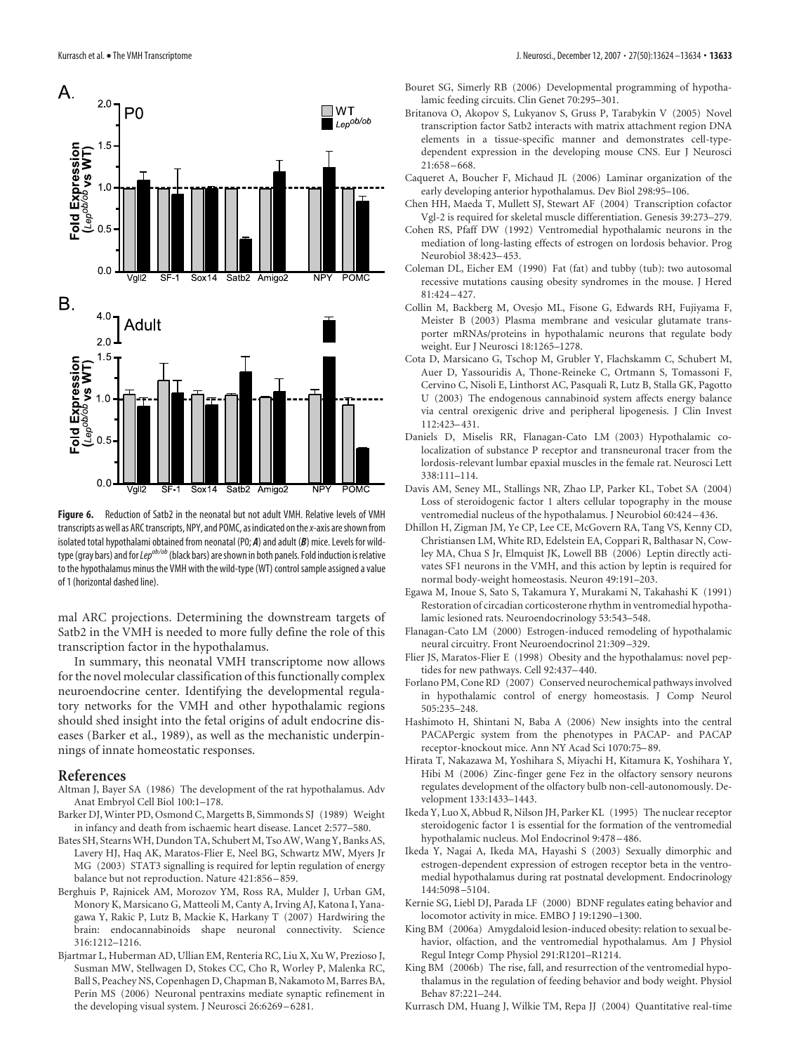**Figure 6.** Reduction of Satb2 in the neonatal but not adult VMH. Relative levels of VMH transcripts as well as ARC transcripts, NPY, and POMC, as indicated on the *x*-axis are shown from isolated total hypothalami obtained from neonatal (P0; ***A***) and adult (***B***) mice. Levels for wild-type (gray bars) and for *Lep*$^{ob/ob}$ (black bars) are shown in both panels. Fold induction is relative to the hypothalamus minus the VMH with the wild-type (WT) control sample assigned a value of 1 (horizontal dashed line).

mal ARC projections. Determining the downstream targets of Satb2 in the VMH is needed to more fully define the role of this transcription factor in the hypothalamus.

In summary, this neonatal VMH transcriptome now allows for the novel molecular classification of this functionally complex neuroendocrine center. Identifying the developmental regulatory networks for the VMH and other hypothalamic regions should shed insight into the fetal origins of adult endocrine diseases (Barker et al., 1989), as well as the mechanistic underpinnings of innate homeostatic responses.

## References

Altman J, Bayer SA (1986) The development of the rat hypothalamus. Adv Anat Embryol Cell Biol 100:1–178.

Barker DJ, Winter PD, Osmond C, Margetts B, Simmonds SJ (1989) Weight in infancy and death from ischaemic heart disease. Lancet 2:577–580.

Bates SH, Stearns WH, Dundon TA, Schubert M, Tso AW, Wang Y, Banks AS, Lavery HJ, Haq AK, Maratos-Flier E, Neel BG, Schwartz MW, Myers Jr MG (2003) STAT3 signalling is required for leptin regulation of energy balance but not reproduction. Nature 421:856–859.

Berghuis P, Rajnicek AM, Morozov YM, Ross RA, Mulder J, Urban GM, Monory K, Marsicano G, Matteoli M, Canty A, Irving AJ, Katona I, Yanagawa Y, Rakic P, Lutz B, Mackie K, Harkany T (2007) Hardwiring the brain: endocannabinoids shape neuronal connectivity. Science 316:1212–1216.

Bjartmar L, Huberman AD, Ullian EM, Renteria RC, Liu X, Xu W, Prezioso J, Susman MW, Stellwagen D, Stokes CC, Cho R, Worley P, Malenka RC, Ball S, Peachey NS, Copenhagen D, Chapman B, Nakamoto M, Barres BA, Perin MS (2006) Neuronal pentraxins mediate synaptic refinement in the developing visual system. J Neurosci 26:6269–6281.

Bouret SG, Simerly RB (2006) Developmental programming of hypothalamic feeding circuits. Clin Genet 70:295–301.

Britanova O, Akopov S, Lukyanov S, Gruss P, Tarabykin V (2005) Novel transcription factor Satb2 interacts with matrix attachment region DNA elements in a tissue-specific manner and demonstrates cell-type-dependent expression in the developing mouse CNS. Eur J Neurosci 21:658–668.

Caqueret A, Boucher F, Michaud JL (2006) Laminar organization of the early developing anterior hypothalamus. Dev Biol 298:95–106.

Chen HH, Maeda T, Mullett SJ, Stewart AF (2004) Transcription cofactor Vgl-2 is required for skeletal muscle differentiation. Genesis 39:273–279.

Cohen RS, Pfaff DW (1992) Ventromedial hypothalamic neurons in the mediation of long-lasting effects of estrogen on lordosis behavior. Prog Neurobiol 38:423–453.

Coleman DL, Eicher EM (1990) Fat (fat) and tubby (tub): two autosomal recessive mutations causing obesity syndromes in the mouse. J Hered 81:424–427.

Collin M, Backberg M, Ovesjo ML, Fisone G, Edwards RH, Fujiyama F, Meister B (2003) Plasma membrane and vesicular glutamate transporter mRNAs/proteins in hypothalamic neurons that regulate body weight. Eur J Neurosci 18:1265–1278.

Cota D, Marsicano G, Tschop M, Grubler Y, Flachskamm C, Schubert M, Auer D, Yassouridis A, Thone-Reineke C, Ortmann S, Tomassoni F, Cervino C, Nisoli E, Linthorst AC, Pasquali R, Lutz B, Stalla GK, Pagotto U (2003) The endogenous cannabinoid system affects energy balance via central orexigenic drive and peripheral lipogenesis. J Clin Invest 112:423–431.

Daniels D, Miselis RR, Flanagan-Cato LM (2003) Hypothalamic co-localization of substance P receptor and transneuronal tracer from the lordosis-relevant lumbar epaxial muscles in the female rat. Neurosci Lett 338:111–114.

Davis AM, Seney ML, Stallings NR, Zhao LP, Parker KL, Tobet SA (2004) Loss of steroidogenic factor 1 alters cellular topography in the mouse ventromedial nucleus of the hypothalamus. J Neurobiol 60:424–436.

Dhillon H, Zigman JM, Ye CP, Lee CE, McGovern RA, Tang VS, Kenny CD, Christiansen LM, White RD, Edelstein EA, Coppari R, Balthasar N, Cowley MA, Chua S Jr, Elmquist JK, Lowell BB (2006) Leptin directly activates SF1 neurons in the VMH, and this action by leptin is required for normal body-weight homeostasis. Neuron 49:191–203.

Egawa M, Inoue S, Sato S, Takamura Y, Murakami N, Takahashi K (1991) Restoration of circadian corticosterone rhythm in ventromedial hypothalamic lesioned rats. Neuroendocrinology 53:543–548.

Flanagan-Cato LM (2000) Estrogen-induced remodeling of hypothalamic neural circuitry. Front Neuroendocrinol 21:309–329.

Flier JS, Maratos-Flier E (1998) Obesity and the hypothalamus: novel peptides for new pathways. Cell 92:437–440.

Forlano PM, Cone RD (2007) Conserved neurochemical pathways involved in hypothalamic control of energy homeostasis. J Comp Neurol 505:235–248.

Hashimoto H, Shintani N, Baba A (2006) New insights into the central PACAPergic system from the phenotypes in PACAP- and PACAP receptor-knockout mice. Ann NY Acad Sci 1070:75–89.

Hirata T, Nakazawa M, Yoshihara S, Miyachi H, Kitamura K, Yoshihara Y, Hibi M (2006) Zinc-finger gene Fez in the olfactory sensory neurons regulates development of the olfactory bulb non-cell-autonomously. Development 133:1433–1443.

Ikeda Y, Luo X, Abbud R, Nilson JH, Parker KL (1995) The nuclear receptor steroidogenic factor 1 is essential for the formation of the ventromedial hypothalamic nucleus. Mol Endocrinol 9:478–486.

Ikeda Y, Nagai A, Ikeda MA, Hayashi S (2003) Sexually dimorphic and estrogen-dependent expression of estrogen receptor beta in the ventromedial hypothalamus during rat postnatal development. Endocrinology 144:5098–5104.

Kernie SG, Liebl DJ, Parada LF (2000) BDNF regulates eating behavior and locomotor activity in mice. EMBO J 19:1290–1300.

King BM (2006a) Amygdaloid lesion-induced obesity: relation to sexual behavior, olfaction, and the ventromedial hypothalamus. Am J Physiol Regul Integr Comp Physiol 291:R1201–R1214.

King BM (2006b) The rise, fall, and resurrection of the ventromedial hypothalamus in the regulation of feeding behavior and body weight. Physiol Behav 87:221–244.

Kurrasch DM, Huang J, Wilkie TM, Repa JJ (2004) Quantitative real-time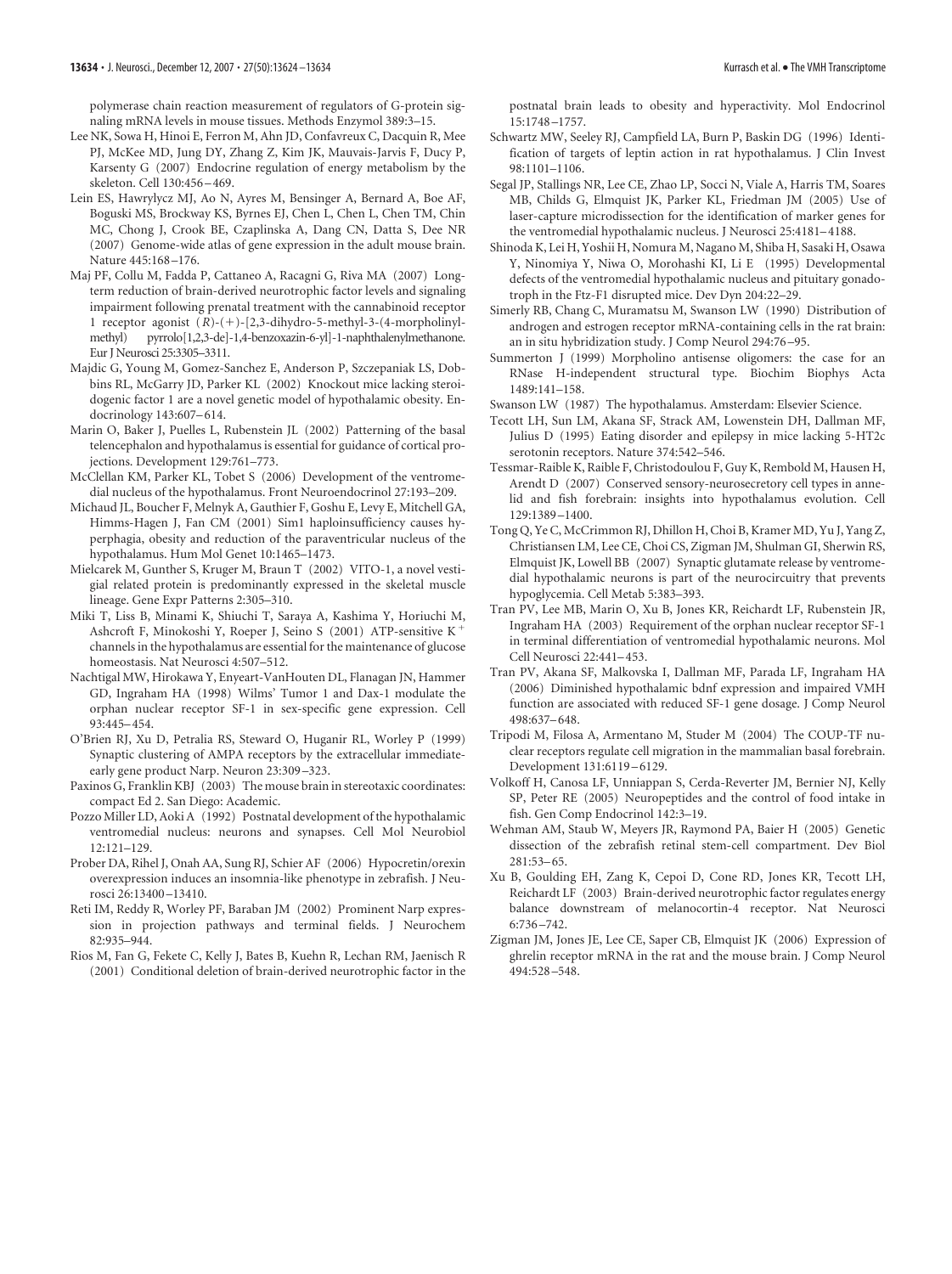polymerase chain reaction measurement of regulators of G-protein signaling mRNA levels in mouse tissues. Methods Enzymol 389:3–15.

Lee NK, Sowa H, Hinoi E, Ferron M, Ahn JD, Confavreux C, Dacquin R, Mee PJ, McKee MD, Jung DY, Zhang Z, Kim JK, Mauvais-Jarvis F, Ducy P, Karsenty G (2007) Endocrine regulation of energy metabolism by the skeleton. Cell 130:456–469.

Lein ES, Hawrylycz MJ, Ao N, Ayres M, Bensinger A, Bernard A, Boe AF, Boguski MS, Brockway KS, Byrnes EJ, Chen L, Chen L, Chen TM, Chin MC, Chong J, Crook BE, Czaplinska A, Dang CN, Datta S, Dee NR (2007) Genome-wide atlas of gene expression in the adult mouse brain. Nature 445:168–176.

Maj PF, Collu M, Fadda P, Cattaneo A, Racagni G, Riva MA (2007) Long-term reduction of brain-derived neurotrophic factor levels and signaling impairment following prenatal treatment with the cannabinoid receptor 1 receptor agonist (*R*)-(+)-[2,3-dihydro-5-methyl-3-(4-morpholinylmethyl) pyrrolo[1,2,3-de]-1,4-benzoxazin-6-yl]-1-naphthalenylmethanone. Eur J Neurosci 25:3305–3311.

Majdic G, Young M, Gomez-Sanchez E, Anderson P, Szczepaniak LS, Dobbins RL, McGarry JD, Parker KL (2002) Knockout mice lacking steroidogenic factor 1 are a novel genetic model of hypothalamic obesity. Endocrinology 143:607–614.

Marin O, Baker J, Puelles L, Rubenstein JL (2002) Patterning of the basal telencephalon and hypothalamus is essential for guidance of cortical projections. Development 129:761–773.

McClellan KM, Parker KL, Tobet S (2006) Development of the ventromedial nucleus of the hypothalamus. Front Neuroendocrinol 27:193–209.

Michaud JL, Boucher F, Melnyk A, Gauthier F, Goshu E, Levy E, Mitchell GA, Himms-Hagen J, Fan CM (2001) Sim1 haploinsufficiency causes hyperphagia, obesity and reduction of the paraventricular nucleus of the hypothalamus. Hum Mol Genet 10:1465–1473.

Mielcarek M, Gunther S, Kruger M, Braun T (2002) VITO-1, a novel vestigial related protein is predominantly expressed in the skeletal muscle lineage. Gene Expr Patterns 2:305–310.

Miki T, Liss B, Minami K, Shiuchi T, Saraya A, Kashima Y, Horiuchi M, Ashcroft F, Minokoshi Y, Roeper J, Seino S (2001) ATP-sensitive $K^+$ channels in the hypothalamus are essential for the maintenance of glucose homeostasis. Nat Neurosci 4:507–512.

Nachtigal MW, Hirokawa Y, Enyeart-VanHouten DL, Flanagan JN, Hammer GD, Ingraham HA (1998) Wilms' Tumor 1 and Dax-1 modulate the orphan nuclear receptor SF-1 in sex-specific gene expression. Cell 93:445–454.

O'Brien RJ, Xu D, Petralia RS, Steward O, Huganir RL, Worley P (1999) Synaptic clustering of AMPA receptors by the extracellular immediate-early gene product Narp. Neuron 23:309–323.

Paxinos G, Franklin KBJ (2003) The mouse brain in stereotaxic coordinates: compact Ed 2. San Diego: Academic.

Pozzo Miller LD, Aoki A (1992) Postnatal development of the hypothalamic ventromedial nucleus: neurons and synapses. Cell Mol Neurobiol 12:121–129.

Prober DA, Rihel J, Onah AA, Sung RJ, Schier AF (2006) Hypocretin/orexin overexpression induces an insomnia-like phenotype in zebrafish. J Neurosci 26:13400–13410.

Reti IM, Reddy R, Worley PF, Baraban JM (2002) Prominent Narp expression in projection pathways and terminal fields. J Neurochem 82:935–944.

Rios M, Fan G, Fekete C, Kelly J, Bates B, Kuehn R, Lechan RM, Jaenisch R (2001) Conditional deletion of brain-derived neurotrophic factor in the postnatal brain leads to obesity and hyperactivity. Mol Endocrinol 15:1748–1757.

Schwartz MW, Seeley RJ, Campfield LA, Burn P, Baskin DG (1996) Identification of targets of leptin action in rat hypothalamus. J Clin Invest 98:1101–1106.

Segal JP, Stallings NR, Lee CE, Zhao LP, Socci N, Viale A, Harris TM, Soares MB, Childs G, Elmquist JK, Parker KL, Friedman JM (2005) Use of laser-capture microdissection for the identification of marker genes for the ventromedial hypothalamic nucleus. J Neurosci 25:4181–4188.

Shinoda K, Lei H, Yoshii H, Nomura M, Nagano M, Shiba H, Sasaki H, Osawa Y, Ninomiya Y, Niwa O, Morohashi KI, Li E (1995) Developmental defects of the ventromedial hypothalamic nucleus and pituitary gonadotroph in the Ftz-F1 disrupted mice. Dev Dyn 204:22–29.

Simerly RB, Chang C, Muramatsu M, Swanson LW (1990) Distribution of androgen and estrogen receptor mRNA-containing cells in the rat brain: an in situ hybridization study. J Comp Neurol 294:76–95.

Summerton J (1999) Morpholino antisense oligomers: the case for an RNase H-independent structural type. Biochim Biophys Acta 1489:141–158.

Swanson LW (1987) The hypothalamus. Amsterdam: Elsevier Science.

Tecott LH, Sun LM, Akana SF, Strack AM, Lowenstein DH, Dallman MF, Julius D (1995) Eating disorder and epilepsy in mice lacking 5-HT2c serotonin receptors. Nature 374:542–546.

Tessmar-Raible K, Raible F, Christodoulou F, Guy K, Rembold M, Hausen H, Arendt D (2007) Conserved sensory-neurosecretory cell types in annelid and fish forebrain: insights into hypothalamus evolution. Cell 129:1389–1400.

Tong Q, Ye C, McCrimmon RJ, Dhillon H, Choi B, Kramer MD, Yu J, Yang Z, Christiansen LM, Lee CE, Choi CS, Zigman JM, Shulman GI, Sherwin RS, Elmquist JK, Lowell BB (2007) Synaptic glutamate release by ventromedial hypothalamic neurons is part of the neurocircuitry that prevents hypoglycemia. Cell Metab 5:383–393.

Tran PV, Lee MB, Marin O, Xu B, Jones KR, Reichardt LF, Rubenstein JR, Ingraham HA (2003) Requirement of the orphan nuclear receptor SF-1 in terminal differentiation of ventromedial hypothalamic neurons. Mol Cell Neurosci 22:441–453.

Tran PV, Akana SF, Malkovska I, Dallman MF, Parada LF, Ingraham HA (2006) Diminished hypothalamic bdnf expression and impaired VMH function are associated with reduced SF-1 gene dosage. J Comp Neurol 498:637–648.

Tripodi M, Filosa A, Armentano M, Studer M (2004) The COUP-TF nuclear receptors regulate cell migration in the mammalian basal forebrain. Development 131:6119–6129.

Volkoff H, Canosa LF, Unniappan S, Cerda-Reverter JM, Bernier NJ, Kelly SP, Peter RE (2005) Neuropeptides and the control of food intake in fish. Gen Comp Endocrinol 142:3–19.

Wehman AM, Staub W, Meyers JR, Raymond PA, Baier H (2005) Genetic dissection of the zebrafish retinal stem-cell compartment. Dev Biol 281:53–65.

Xu B, Goulding EH, Zang K, Cepoi D, Cone RD, Jones KR, Tecott LH, Reichardt LF (2003) Brain-derived neurotrophic factor regulates energy balance downstream of melanocortin-4 receptor. Nat Neurosci 6:736–742.

Zigman JM, Jones JE, Lee CE, Saper CB, Elmquist JK (2006) Expression of ghrelin receptor mRNA in the rat and the mouse brain. J Comp Neurol 494:528–548.